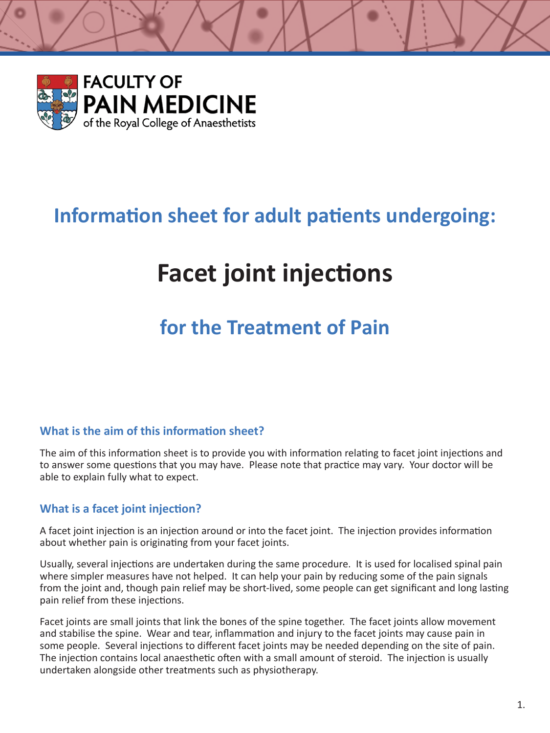FACULTY OF
PAIN MEDICINE
of the Royal College of Anaesthetists

## Information sheet for adult patients undergoing:

# Facet joint injections

## for the Treatment of Pain

### What is the aim of this information sheet?

The aim of this information sheet is to provide you with information relating to facet joint injections and to answer some questions that you may have. Please note that practice may vary. Your doctor will be able to explain fully what to expect.

### What is a facet joint injection?

A facet joint injection is an injection around or into the facet joint. The injection provides information about whether pain is originating from your facet joints.

Usually, several injections are undertaken during the same procedure. It is used for localised spinal pain where simpler measures have not helped. It can help your pain by reducing some of the pain signals from the joint and, though pain relief may be short-lived, some people can get significant and long lasting pain relief from these injections.

Facet joints are small joints that link the bones of the spine together. The facet joints allow movement and stabilise the spine. Wear and tear, inflammation and injury to the facet joints may cause pain in some people. Several injections to different facet joints may be needed depending on the site of pain. The injection contains local anaesthetic often with a small amount of steroid. The injection is usually undertaken alongside other treatments such as physiotherapy.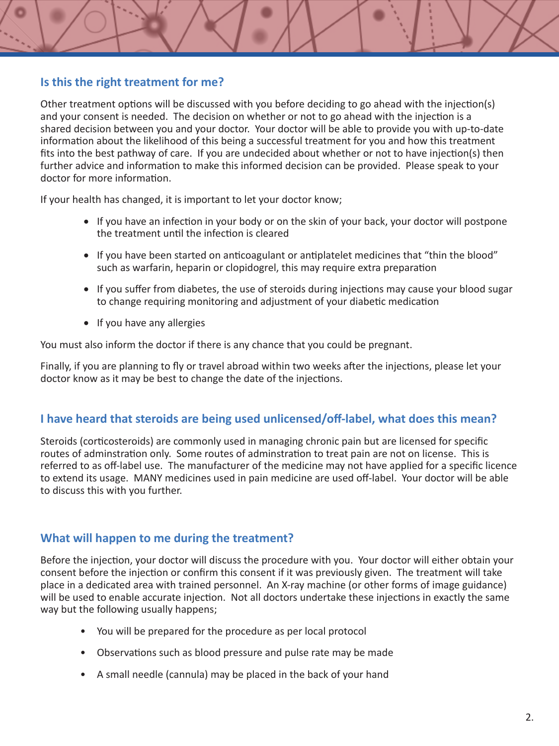## Is this the right treatment for me?

Other treatment options will be discussed with you before deciding to go ahead with the injection(s) and your consent is needed. The decision on whether or not to go ahead with the injection is a shared decision between you and your doctor. Your doctor will be able to provide you with up-to-date information about the likelihood of this being a successful treatment for you and how this treatment fits into the best pathway of care. If you are undecided about whether or not to have injection(s) then further advice and information to make this informed decision can be provided. Please speak to your doctor for more information.

If your health has changed, it is important to let your doctor know;

- If you have an infection in your body or on the skin of your back, your doctor will postpone the treatment until the infection is cleared
- If you have been started on anticoagulant or antiplatelet medicines that "thin the blood" such as warfarin, heparin or clopidogrel, this may require extra preparation
- If you suffer from diabetes, the use of steroids during injections may cause your blood sugar to change requiring monitoring and adjustment of your diabetic medication
- If you have any allergies

You must also inform the doctor if there is any chance that you could be pregnant.

Finally, if you are planning to fly or travel abroad within two weeks after the injections, please let your doctor know as it may be best to change the date of the injections.

## I have heard that steroids are being used unlicensed/off-label, what does this mean?

Steroids (corticosteroids) are commonly used in managing chronic pain but are licensed for specific routes of adminstration only. Some routes of adminstration to treat pain are not on license. This is referred to as off-label use. The manufacturer of the medicine may not have applied for a specific licence to extend its usage. MANY medicines used in pain medicine are used off-label. Your doctor will be able to discuss this with you further.

## What will happen to me during the treatment?

Before the injection, your doctor will discuss the procedure with you. Your doctor will either obtain your consent before the injection or confirm this consent if it was previously given. The treatment will take place in a dedicated area with trained personnel. An X-ray machine (or other forms of image guidance) will be used to enable accurate injection. Not all doctors undertake these injections in exactly the same way but the following usually happens;

- You will be prepared for the procedure as per local protocol
- Observations such as blood pressure and pulse rate may be made
- A small needle (cannula) may be placed in the back of your hand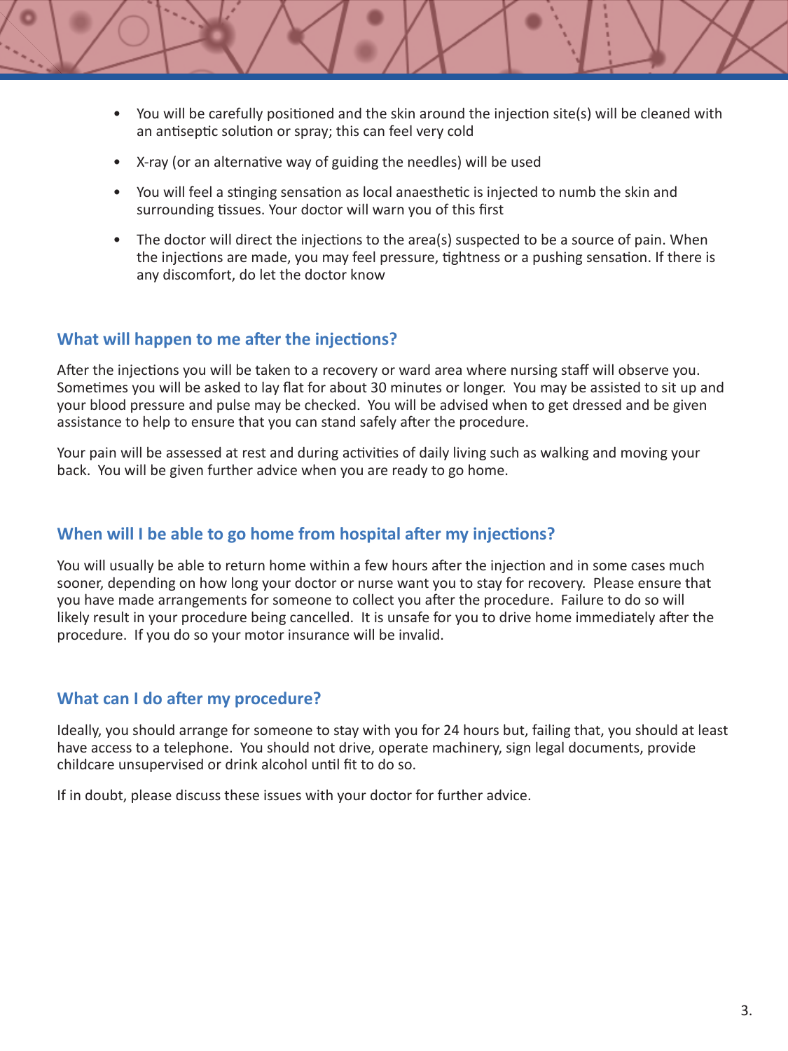- You will be carefully positioned and the skin around the injection site(s) will be cleaned with an antiseptic solution or spray; this can feel very cold
- X-ray (or an alternative way of guiding the needles) will be used
- You will feel a stinging sensation as local anaesthetic is injected to numb the skin and surrounding tissues. Your doctor will warn you of this first
- The doctor will direct the injections to the area(s) suspected to be a source of pain. When the injections are made, you may feel pressure, tightness or a pushing sensation. If there is any discomfort, do let the doctor know

## What will happen to me after the injections?

After the injections you will be taken to a recovery or ward area where nursing staff will observe you. Sometimes you will be asked to lay flat for about 30 minutes or longer. You may be assisted to sit up and your blood pressure and pulse may be checked. You will be advised when to get dressed and be given assistance to help to ensure that you can stand safely after the procedure.

Your pain will be assessed at rest and during activities of daily living such as walking and moving your back. You will be given further advice when you are ready to go home.

## When will I be able to go home from hospital after my injections?

You will usually be able to return home within a few hours after the injection and in some cases much sooner, depending on how long your doctor or nurse want you to stay for recovery. Please ensure that you have made arrangements for someone to collect you after the procedure. Failure to do so will likely result in your procedure being cancelled. It is unsafe for you to drive home immediately after the procedure. If you do so your motor insurance will be invalid.

## What can I do after my procedure?

Ideally, you should arrange for someone to stay with you for 24 hours but, failing that, you should at least have access to a telephone. You should not drive, operate machinery, sign legal documents, provide childcare unsupervised or drink alcohol until fit to do so.

If in doubt, please discuss these issues with your doctor for further advice.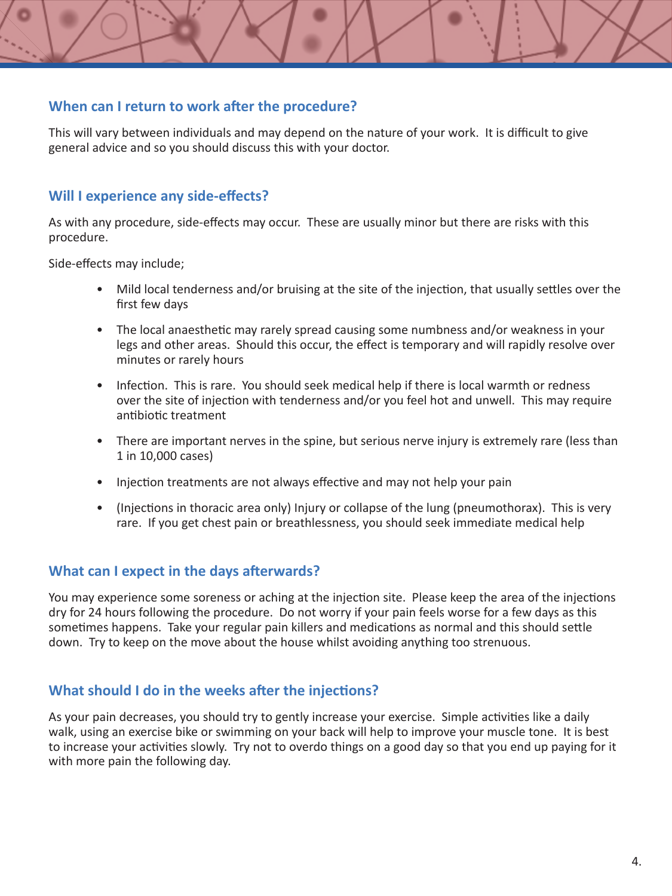## When can I return to work after the procedure?

This will vary between individuals and may depend on the nature of your work. It is difficult to give general advice and so you should discuss this with your doctor.

## Will I experience any side-effects?

As with any procedure, side-effects may occur. These are usually minor but there are risks with this procedure.

Side-effects may include;

- Mild local tenderness and/or bruising at the site of the injection, that usually settles over the first few days
- The local anaesthetic may rarely spread causing some numbness and/or weakness in your legs and other areas. Should this occur, the effect is temporary and will rapidly resolve over minutes or rarely hours
- Infection. This is rare. You should seek medical help if there is local warmth or redness over the site of injection with tenderness and/or you feel hot and unwell. This may require antibiotic treatment
- There are important nerves in the spine, but serious nerve injury is extremely rare (less than 1 in 10,000 cases)
- Injection treatments are not always effective and may not help your pain
- (Injections in thoracic area only) Injury or collapse of the lung (pneumothorax). This is very rare. If you get chest pain or breathlessness, you should seek immediate medical help

## What can I expect in the days afterwards?

You may experience some soreness or aching at the injection site. Please keep the area of the injections dry for 24 hours following the procedure. Do not worry if your pain feels worse for a few days as this sometimes happens. Take your regular pain killers and medications as normal and this should settle down. Try to keep on the move about the house whilst avoiding anything too strenuous.

## What should I do in the weeks after the injections?

As your pain decreases, you should try to gently increase your exercise. Simple activities like a daily walk, using an exercise bike or swimming on your back will help to improve your muscle tone. It is best to increase your activities slowly. Try not to overdo things on a good day so that you end up paying for it with more pain the following day.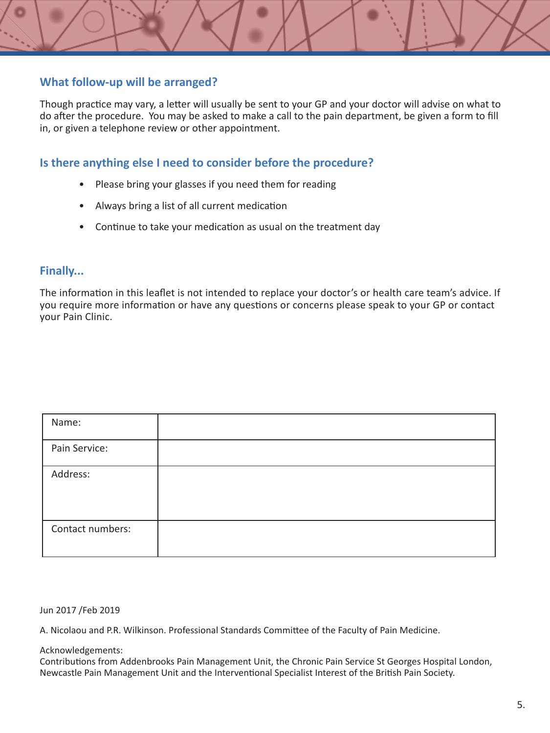## What follow-up will be arranged?

Though practice may vary, a letter will usually be sent to your GP and your doctor will advise on what to do after the procedure. You may be asked to make a call to the pain department, be given a form to fill in, or given a telephone review or other appointment.

## Is there anything else I need to consider before the procedure?

- Please bring your glasses if you need them for reading
- Always bring a list of all current medication
- Continue to take your medication as usual on the treatment day

## Finally...

The information in this leaflet is not intended to replace your doctor's or health care team's advice. If you require more information or have any questions or concerns please speak to your GP or contact your Pain Clinic.

| | |
|---|---|
| Name: | |
| Pain Service: | |
| Address: | |
| Contact numbers: | |

Jun 2017 /Feb 2019

A. Nicolaou and P.R. Wilkinson. Professional Standards Committee of the Faculty of Pain Medicine.

Acknowledgements:
Contributions from Addenbrooks Pain Management Unit, the Chronic Pain Service St Georges Hospital London, Newcastle Pain Management Unit and the Interventional Specialist Interest of the British Pain Society.